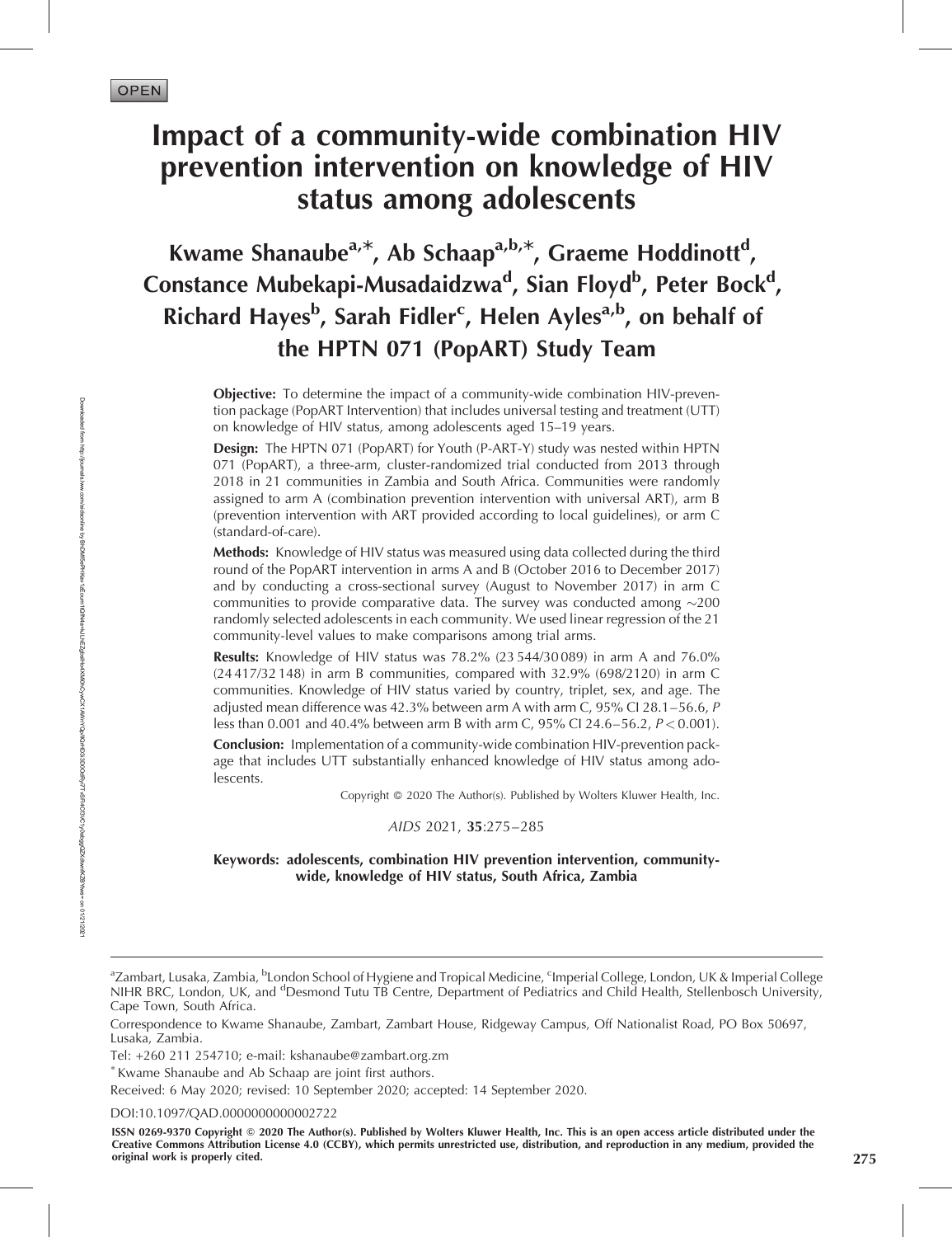OPEN

# Impact of a community-wide combination HIV prevention intervention on knowledge of HIV status among adolescents

**Kwame Shanaube[a,*], Ab Schaap[a,b,*], Graeme Hoddinott[d], Constance Mubekapi-Musadaidzwa[d], Sian Floyd[b], Peter Bock[d], Richard Hayes[b], Sarah Fidler[c], Helen Ayles[a,b], on behalf of the HPTN 071 (PopART) Study Team**

**Objective:** To determine the impact of a community-wide combination HIV-prevention package (PopART Intervention) that includes universal testing and treatment (UTT) on knowledge of HIV status, among adolescents aged 15–19 years.

**Design:** The HPTN 071 (PopART) for Youth (P-ART-Y) study was nested within HPTN 071 (PopART), a three-arm, cluster-randomized trial conducted from 2013 through 2018 in 21 communities in Zambia and South Africa. Communities were randomly assigned to arm A (combination prevention intervention with universal ART), arm B (prevention intervention with ART provided according to local guidelines), or arm C (standard-of-care).

**Methods:** Knowledge of HIV status was measured using data collected during the third round of the PopART intervention in arms A and B (October 2016 to December 2017) and by conducting a cross-sectional survey (August to November 2017) in arm C communities to provide comparative data. The survey was conducted among ∼200 randomly selected adolescents in each community. We used linear regression of the 21 community-level values to make comparisons among trial arms.

**Results:** Knowledge of HIV status was 78.2% (23 544/30 089) in arm A and 76.0% (24 417/32 148) in arm B communities, compared with 32.9% (698/2120) in arm C communities. Knowledge of HIV status varied by country, triplet, sex, and age. The adjusted mean difference was 42.3% between arm A with arm C, 95% CI 28.1–56.6, $P$ less than 0.001 and 40.4% between arm B with arm C, 95% CI 24.6–56.2, $P < 0.001$).

**Conclusion:** Implementation of a community-wide combination HIV-prevention package that includes UTT substantially enhanced knowledge of HIV status among adolescents.

Copyright © 2020 The Author(s). Published by Wolters Kluwer Health, Inc.

*AIDS* 2021, **35**:275–285

**Keywords: adolescents, combination HIV prevention intervention, community-wide, knowledge of HIV status, South Africa, Zambia**

---

[a]Zambart, Lusaka, Zambia, [b]London School of Hygiene and Tropical Medicine, [c]Imperial College, London, UK & Imperial College NIHR BRC, London, UK, and [d]Desmond Tutu TB Centre, Department of Pediatrics and Child Health, Stellenbosch University, Cape Town, South Africa.

Correspondence to Kwame Shanaube, Zambart, Zambart House, Ridgeway Campus, Off Nationalist Road, PO Box 50697, Lusaka, Zambia.

Tel: +260 211 254710; e-mail: kshanaube@zambart.org.zm

[*] Kwame Shanaube and Ab Schaap are joint first authors.

Received: 6 May 2020; revised: 10 September 2020; accepted: 14 September 2020.

DOI:10.1097/QAD.0000000000002722

ISSN 0269-9370 Copyright © 2020 The Author(s). Published by Wolters Kluwer Health, Inc. This is an open access article distributed under the Creative Commons Attribution License 4.0 (CCBY), which permits unrestricted use, distribution, and reproduction in any medium, provided the original work is properly cited.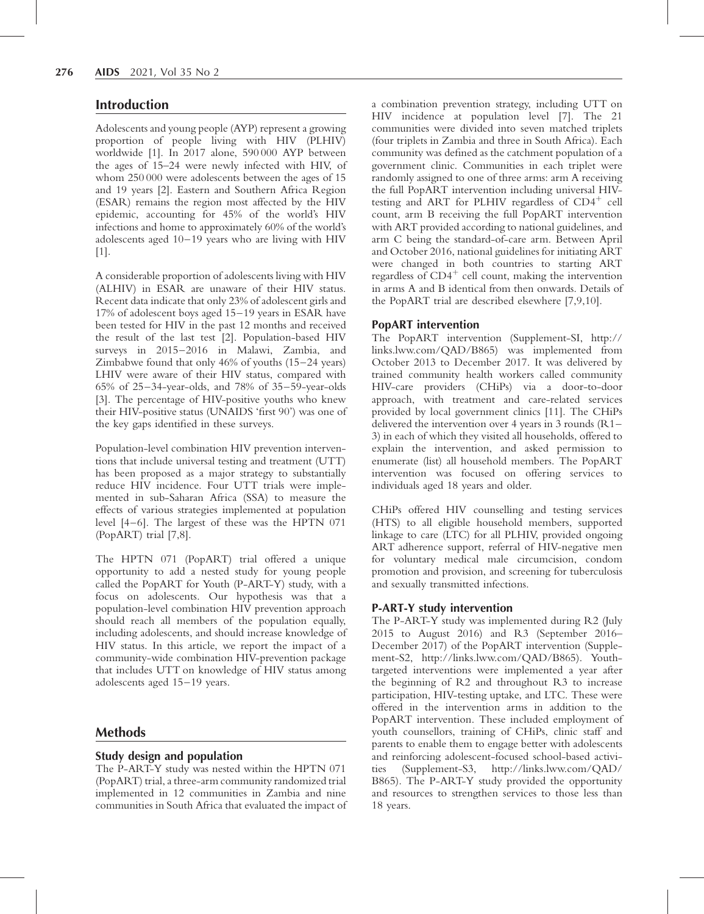## Introduction

Adolescents and young people (AYP) represent a growing proportion of people living with HIV (PLHIV) worldwide [1]. In 2017 alone, 590 000 AYP between the ages of 15–24 were newly infected with HIV, of whom 250 000 were adolescents between the ages of 15 and 19 years [2]. Eastern and Southern Africa Region (ESAR) remains the region most affected by the HIV epidemic, accounting for 45% of the world's HIV infections and home to approximately 60% of the world's adolescents aged 10–19 years who are living with HIV [1].

A considerable proportion of adolescents living with HIV (ALHIV) in ESAR are unaware of their HIV status. Recent data indicate that only 23% of adolescent girls and 17% of adolescent boys aged 15–19 years in ESAR have been tested for HIV in the past 12 months and received the result of the last test [2]. Population-based HIV surveys in 2015–2016 in Malawi, Zambia, and Zimbabwe found that only 46% of youths (15–24 years) LHIV were aware of their HIV status, compared with 65% of 25–34-year-olds, and 78% of 35–59-year-olds [3]. The percentage of HIV-positive youths who knew their HIV-positive status (UNAIDS 'first 90') was one of the key gaps identified in these surveys.

Population-level combination HIV prevention interventions that include universal testing and treatment (UTT) has been proposed as a major strategy to substantially reduce HIV incidence. Four UTT trials were implemented in sub-Saharan Africa (SSA) to measure the effects of various strategies implemented at population level [4–6]. The largest of these was the HPTN 071 (PopART) trial [7,8].

The HPTN 071 (PopART) trial offered a unique opportunity to add a nested study for young people called the PopART for Youth (P-ART-Y) study, with a focus on adolescents. Our hypothesis was that a population-level combination HIV prevention approach should reach all members of the population equally, including adolescents, and should increase knowledge of HIV status. In this article, we report the impact of a community-wide combination HIV-prevention package that includes UTT on knowledge of HIV status among adolescents aged 15–19 years.

## Methods

### Study design and population

The P-ART-Y study was nested within the HPTN 071 (PopART) trial, a three-arm community randomized trial implemented in 12 communities in Zambia and nine communities in South Africa that evaluated the impact of a combination prevention strategy, including UTT on HIV incidence at population level [7]. The 21 communities were divided into seven matched triplets (four triplets in Zambia and three in South Africa). Each community was defined as the catchment population of a government clinic. Communities in each triplet were randomly assigned to one of three arms: arm A receiving the full PopART intervention including universal HIV-testing and ART for PLHIV regardless of $CD4^+$ cell count, arm B receiving the full PopART intervention with ART provided according to national guidelines, and arm C being the standard-of-care arm. Between April and October 2016, national guidelines for initiating ART were changed in both countries to starting ART regardless of $CD4^+$ cell count, making the intervention in arms A and B identical from then onwards. Details of the PopART trial are described elsewhere [7,9,10].

### PopART intervention

The PopART intervention (Supplement-SI, http://links.lww.com/QAD/B865) was implemented from October 2013 to December 2017. It was delivered by trained community health workers called community HIV-care providers (CHiPs) via a door-to-door approach, with treatment and care-related services provided by local government clinics [11]. The CHiPs delivered the intervention over 4 years in 3 rounds (R1–3) in each of which they visited all households, offered to explain the intervention, and asked permission to enumerate (list) all household members. The PopART intervention was focused on offering services to individuals aged 18 years and older.

CHiPs offered HIV counselling and testing services (HTS) to all eligible household members, supported linkage to care (LTC) for all PLHIV, provided ongoing ART adherence support, referral of HIV-negative men for voluntary medical male circumcision, condom promotion and provision, and screening for tuberculosis and sexually transmitted infections.

### P-ART-Y study intervention

The P-ART-Y study was implemented during R2 (July 2015 to August 2016) and R3 (September 2016–December 2017) of the PopART intervention (Supplement-S2, http://links.lww.com/QAD/B865). Youth-targeted interventions were implemented a year after the beginning of R2 and throughout R3 to increase participation, HIV-testing uptake, and LTC. These were offered in the intervention arms in addition to the PopART intervention. These included employment of youth counsellors, training of CHiPs, clinic staff and parents to enable them to engage better with adolescents and reinforcing adolescent-focused school-based activities (Supplement-S3, http://links.lww.com/QAD/B865). The P-ART-Y study provided the opportunity and resources to strengthen services to those less than 18 years.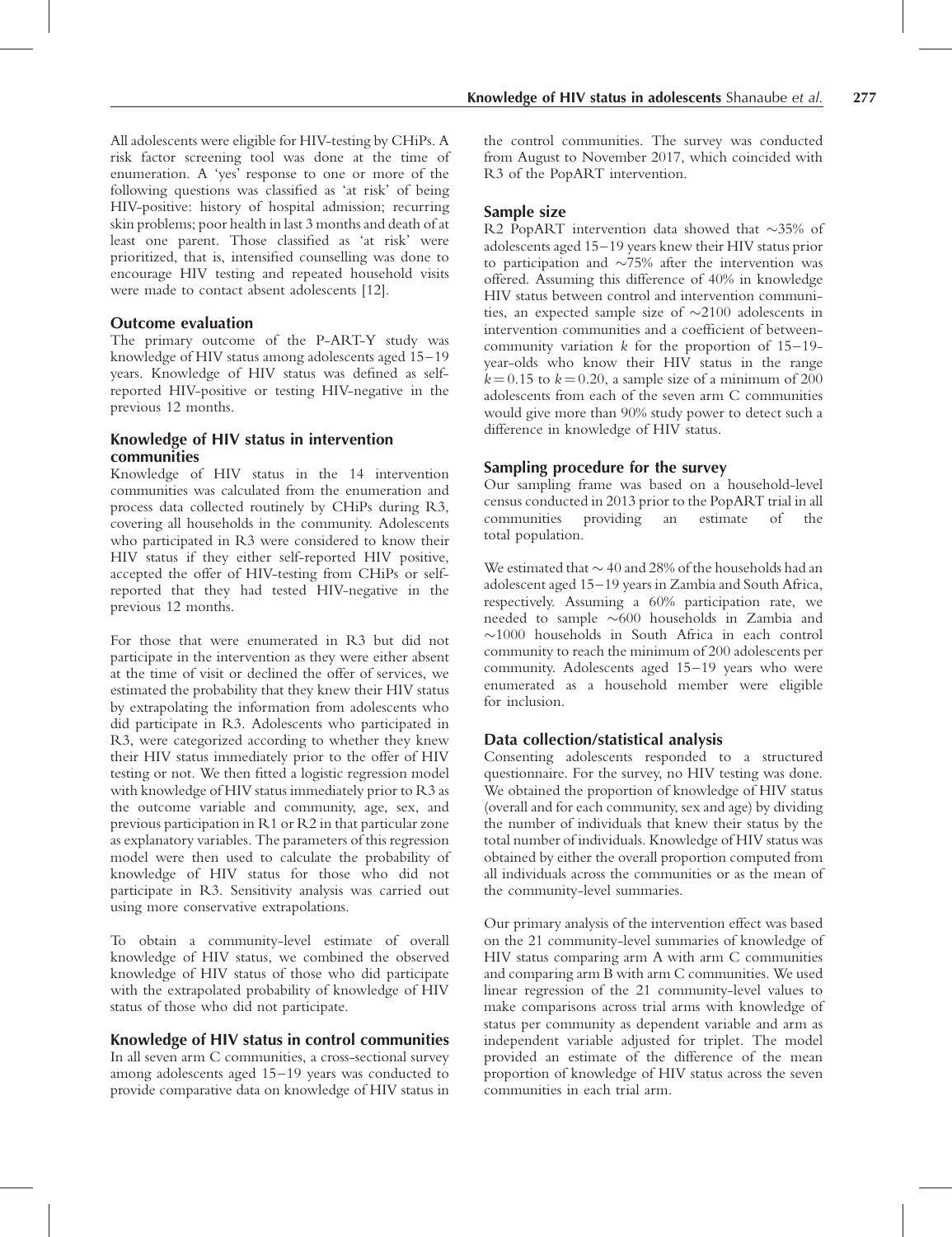All adolescents were eligible for HIV-testing by CHiPs. A risk factor screening tool was done at the time of enumeration. A 'yes' response to one or more of the following questions was classified as 'at risk' of being HIV-positive: history of hospital admission; recurring skin problems; poor health in last 3 months and death of at least one parent. Those classified as 'at risk' were prioritized, that is, intensified counselling was done to encourage HIV testing and repeated household visits were made to contact absent adolescents [12].

### Outcome evaluation

The primary outcome of the P-ART-Y study was knowledge of HIV status among adolescents aged 15–19 years. Knowledge of HIV status was defined as self-reported HIV-positive or testing HIV-negative in the previous 12 months.

### Knowledge of HIV status in intervention communities

Knowledge of HIV status in the 14 intervention communities was calculated from the enumeration and process data collected routinely by CHiPs during R3, covering all households in the community. Adolescents who participated in R3 were considered to know their HIV status if they either self-reported HIV positive, accepted the offer of HIV-testing from CHiPs or self-reported that they had tested HIV-negative in the previous 12 months.

For those that were enumerated in R3 but did not participate in the intervention as they were either absent at the time of visit or declined the offer of services, we estimated the probability that they knew their HIV status by extrapolating the information from adolescents who did participate in R3. Adolescents who participated in R3, were categorized according to whether they knew their HIV status immediately prior to the offer of HIV testing or not. We then fitted a logistic regression model with knowledge of HIV status immediately prior to R3 as the outcome variable and community, age, sex, and previous participation in R1 or R2 in that particular zone as explanatory variables. The parameters of this regression model were then used to calculate the probability of knowledge of HIV status for those who did not participate in R3. Sensitivity analysis was carried out using more conservative extrapolations.

To obtain a community-level estimate of overall knowledge of HIV status, we combined the observed knowledge of HIV status of those who did participate with the extrapolated probability of knowledge of HIV status of those who did not participate.

### Knowledge of HIV status in control communities

In all seven arm C communities, a cross-sectional survey among adolescents aged 15–19 years was conducted to provide comparative data on knowledge of HIV status in the control communities. The survey was conducted from August to November 2017, which coincided with R3 of the PopART intervention.

### Sample size

R2 PopART intervention data showed that ~35% of adolescents aged 15–19 years knew their HIV status prior to participation and ~75% after the intervention was offered. Assuming this difference of 40% in knowledge HIV status between control and intervention communities, an expected sample size of ~2100 adolescents in intervention communities and a coefficient of between-community variation $k$ for the proportion of 15–19-year-olds who know their HIV status in the range $k = 0.15$ to $k = 0.20$, a sample size of a minimum of 200 adolescents from each of the seven arm C communities would give more than 90% study power to detect such a difference in knowledge of HIV status.

### Sampling procedure for the survey

Our sampling frame was based on a household-level census conducted in 2013 prior to the PopART trial in all communities providing an estimate of the total population.

We estimated that ~ 40 and 28% of the households had an adolescent aged 15–19 years in Zambia and South Africa, respectively. Assuming a 60% participation rate, we needed to sample ~600 households in Zambia and ~1000 households in South Africa in each control community to reach the minimum of 200 adolescents per community. Adolescents aged 15–19 years who were enumerated as a household member were eligible for inclusion.

### Data collection/statistical analysis

Consenting adolescents responded to a structured questionnaire. For the survey, no HIV testing was done. We obtained the proportion of knowledge of HIV status (overall and for each community, sex and age) by dividing the number of individuals that knew their status by the total number of individuals. Knowledge of HIV status was obtained by either the overall proportion computed from all individuals across the communities or as the mean of the community-level summaries.

Our primary analysis of the intervention effect was based on the 21 community-level summaries of knowledge of HIV status comparing arm A with arm C communities and comparing arm B with arm C communities. We used linear regression of the 21 community-level values to make comparisons across trial arms with knowledge of status per community as dependent variable and arm as independent variable adjusted for triplet. The model provided an estimate of the difference of the mean proportion of knowledge of HIV status across the seven communities in each trial arm.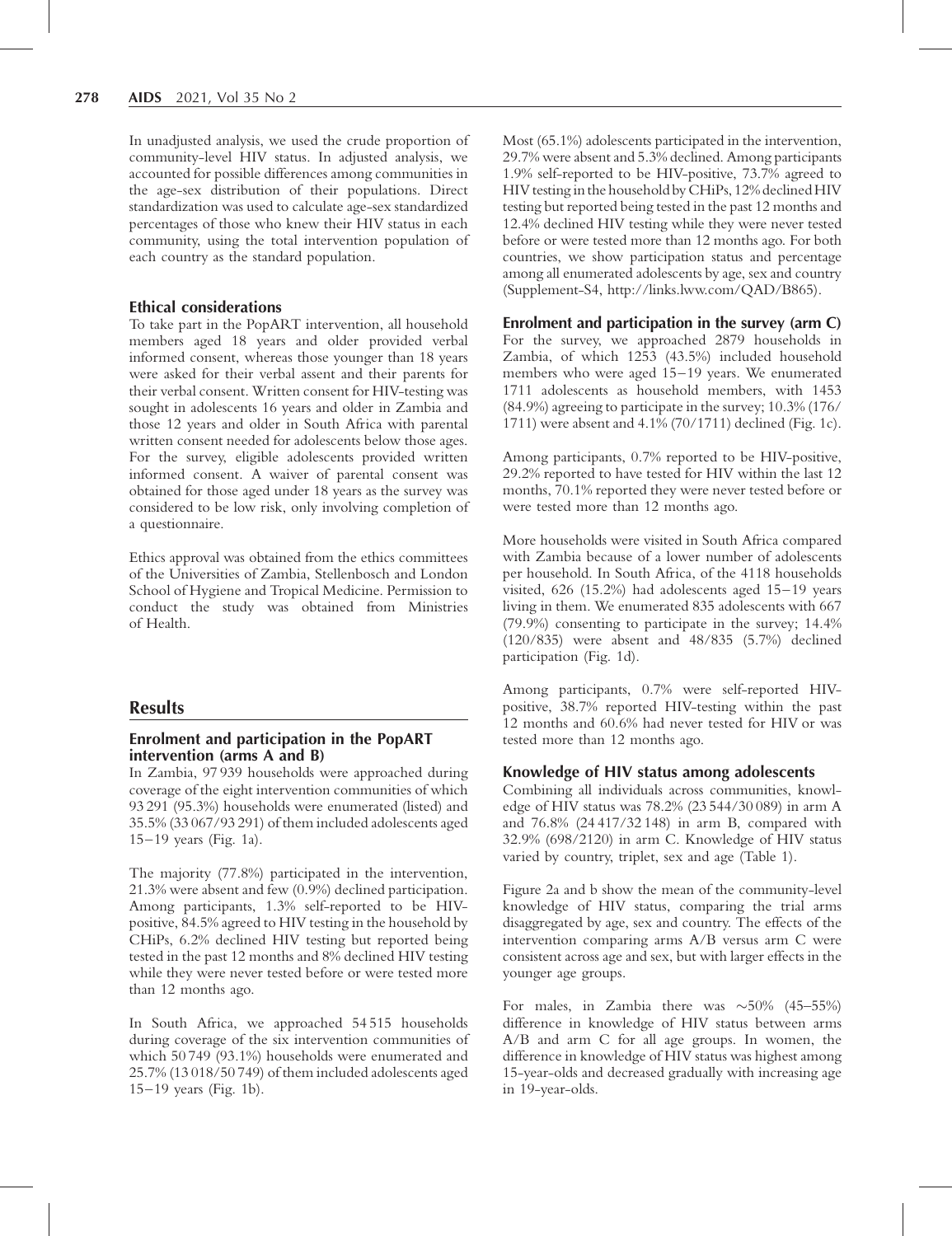In unadjusted analysis, we used the crude proportion of community-level HIV status. In adjusted analysis, we accounted for possible differences among communities in the age-sex distribution of their populations. Direct standardization was used to calculate age-sex standardized percentages of those who knew their HIV status in each community, using the total intervention population of each country as the standard population.

### Ethical considerations

To take part in the PopART intervention, all household members aged 18 years and older provided verbal informed consent, whereas those younger than 18 years were asked for their verbal assent and their parents for their verbal consent. Written consent for HIV-testing was sought in adolescents 16 years and older in Zambia and those 12 years and older in South Africa with parental written consent needed for adolescents below those ages. For the survey, eligible adolescents provided written informed consent. A waiver of parental consent was obtained for those aged under 18 years as the survey was considered to be low risk, only involving completion of a questionnaire.

Ethics approval was obtained from the ethics committees of the Universities of Zambia, Stellenbosch and London School of Hygiene and Tropical Medicine. Permission to conduct the study was obtained from Ministries of Health.

## Results

### Enrolment and participation in the PopART intervention (arms A and B)

In Zambia, 97 939 households were approached during coverage of the eight intervention communities of which 93 291 (95.3%) households were enumerated (listed) and 35.5% (33 067/93 291) of them included adolescents aged 15–19 years (Fig. 1a).

The majority (77.8%) participated in the intervention, 21.3% were absent and few (0.9%) declined participation. Among participants, 1.3% self-reported to be HIV-positive, 84.5% agreed to HIV testing in the household by CHiPs, 6.2% declined HIV testing but reported being tested in the past 12 months and 8% declined HIV testing while they were never tested before or were tested more than 12 months ago.

In South Africa, we approached 54 515 households during coverage of the six intervention communities of which 50 749 (93.1%) households were enumerated and 25.7% (13 018/50 749) of them included adolescents aged 15–19 years (Fig. 1b).

Most (65.1%) adolescents participated in the intervention, 29.7% were absent and 5.3% declined. Among participants 1.9% self-reported to be HIV-positive, 73.7% agreed to HIV testing in the household by CHiPs, 12% declined HIV testing but reported being tested in the past 12 months and 12.4% declined HIV testing while they were never tested before or were tested more than 12 months ago. For both countries, we show participation status and percentage among all enumerated adolescents by age, sex and country (Supplement-S4, http://links.lww.com/QAD/B865).

### Enrolment and participation in the survey (arm C)

For the survey, we approached 2879 households in Zambia, of which 1253 (43.5%) included household members who were aged 15–19 years. We enumerated 1711 adolescents as household members, with 1453 (84.9%) agreeing to participate in the survey; 10.3% (176/1711) were absent and 4.1% (70/1711) declined (Fig. 1c).

Among participants, 0.7% reported to be HIV-positive, 29.2% reported to have tested for HIV within the last 12 months, 70.1% reported they were never tested before or were tested more than 12 months ago.

More households were visited in South Africa compared with Zambia because of a lower number of adolescents per household. In South Africa, of the 4118 households visited, 626 (15.2%) had adolescents aged 15–19 years living in them. We enumerated 835 adolescents with 667 (79.9%) consenting to participate in the survey; 14.4% (120/835) were absent and 48/835 (5.7%) declined participation (Fig. 1d).

Among participants, 0.7% were self-reported HIV-positive, 38.7% reported HIV-testing within the past 12 months and 60.6% had never tested for HIV or was tested more than 12 months ago.

### Knowledge of HIV status among adolescents

Combining all individuals across communities, knowledge of HIV status was 78.2% (23 544/30 089) in arm A and 76.8% (24 417/32 148) in arm B, compared with 32.9% (698/2120) in arm C. Knowledge of HIV status varied by country, triplet, sex and age (Table 1).

Figure 2a and b show the mean of the community-level knowledge of HIV status, comparing the trial arms disaggregated by age, sex and country. The effects of the intervention comparing arms A/B versus arm C were consistent across age and sex, but with larger effects in the younger age groups.

For males, in Zambia there was ~50% (45–55%) difference in knowledge of HIV status between arms A/B and arm C for all age groups. In women, the difference in knowledge of HIV status was highest among 15-year-olds and decreased gradually with increasing age in 19-year-olds.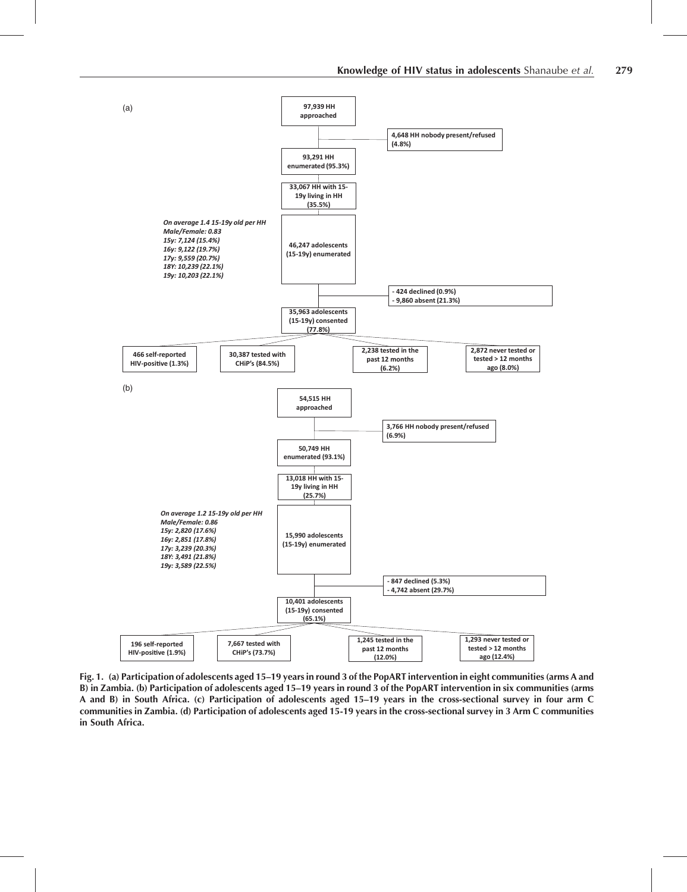(a)

97,939 HH approached

4,648 HH nobody present/refused (4.8%)

93,291 HH enumerated (95.3%)

33,067 HH with 15-19y living in HH (35.5%)

*On average 1.4 15-19y old per HH*
*Male/Female: 0.83*
*15y: 7,124 (15.4%)*
*16y: 9,122 (19.7%)*
*17y: 9,559 (20.7%)*
*18Y: 10,239 (22.1%)*
*19y: 10,203 (22.1%)*

46,247 adolescents (15-19y) enumerated

- 424 declined (0.9%)
- 9,860 absent (21.3%)

35,963 adolescents (15-19y) consented (77.8%)

466 self-reported HIV-positive (1.3%)

30,387 tested with CHiP's (84.5%)

2,238 tested in the past 12 months (6.2%)

2,872 never tested or tested > 12 months ago (8.0%)

(b)

54,515 HH approached

3,766 HH nobody present/refused (6.9%)

50,749 HH enumerated (93.1%)

13,018 HH with 15-19y living in HH (25.7%)

*On average 1.2 15-19y old per HH*
*Male/Female: 0.86*
*15y: 2,820 (17.6%)*
*16y: 2,851 (17.8%)*
*17y: 3,239 (20.3%)*
*18Y: 3,491 (21.8%)*
*19y: 3,589 (22.5%)*

15,990 adolescents (15-19y) enumerated

- 847 declined (5.3%)
- 4,742 absent (29.7%)

10,401 adolescents (15-19y) consented (65.1%)

196 self-reported HIV-positive (1.9%)

7,667 tested with CHiP's (73.7%)

1,245 tested in the past 12 months (12.0%)

1,293 never tested or tested > 12 months ago (12.4%)

**Fig. 1. (a) Participation of adolescents aged 15–19 years in round 3 of the PopART intervention in eight communities (arms A and B) in Zambia. (b) Participation of adolescents aged 15–19 years in round 3 of the PopART intervention in six communities (arms A and B) in South Africa. (c) Participation of adolescents aged 15–19 years in the cross-sectional survey in four arm C communities in Zambia. (d) Participation of adolescents aged 15-19 years in the cross-sectional survey in 3 Arm C communities in South Africa.**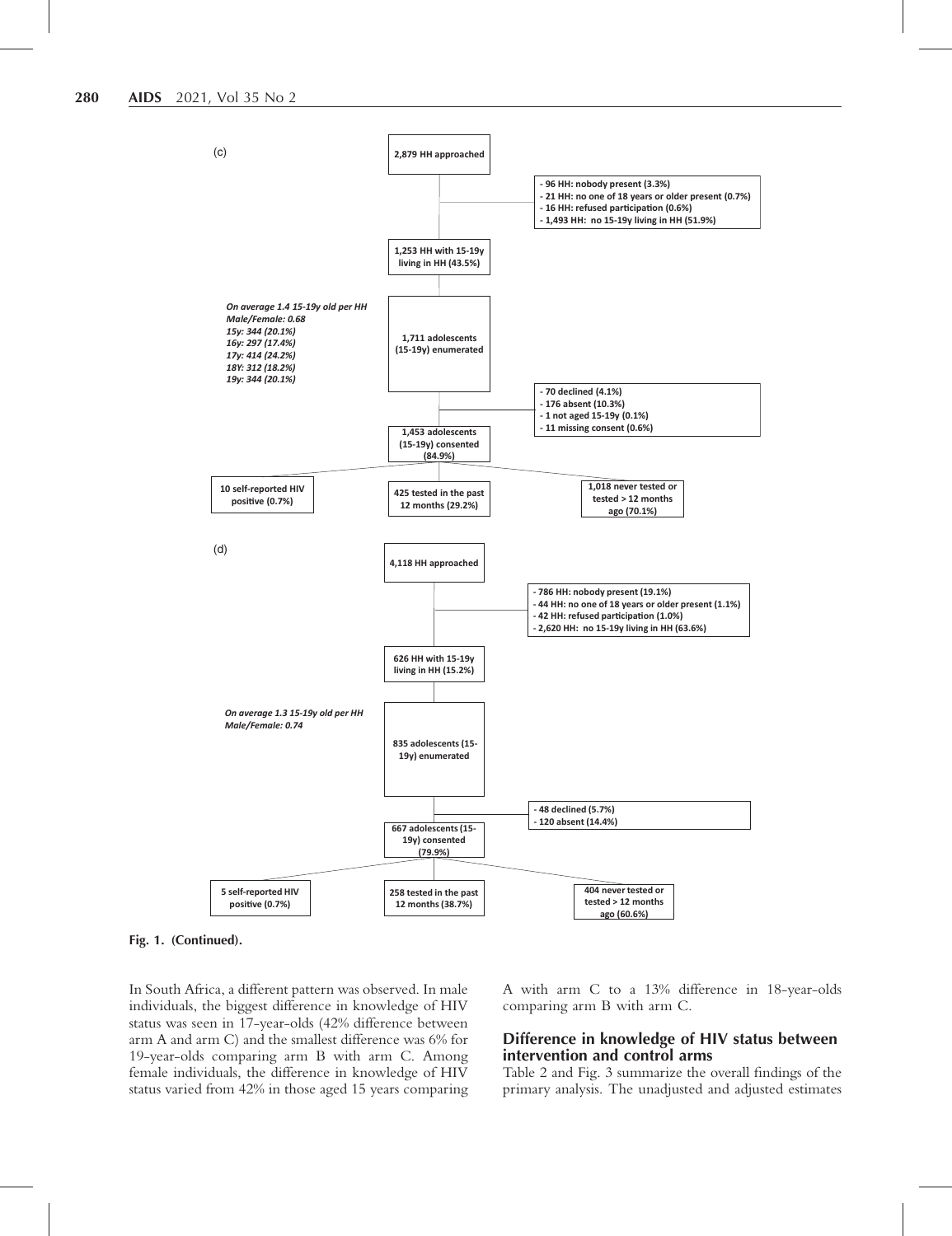(c)

2,879 HH approached

- 96 HH: nobody present (3.3%)
- 21 HH: no one of 18 years or older present (0.7%)
- 16 HH: refused participation (0.6%)
- 1,493 HH: no 15-19y living in HH (51.9%)

1,253 HH with 15-19y living in HH (43.5%)

*On average 1.4 15-19y old per HH*
*Male/Female: 0.68*
*15y: 344 (20.1%)*
*16y: 297 (17.4%)*
*17y: 414 (24.2%)*
*18Y: 312 (18.2%)*
*19y: 344 (20.1%)*

1,711 adolescents (15-19y) enumerated

- 70 declined (4.1%)
- 176 absent (10.3%)
- 1 not aged 15-19y (0.1%)
- 11 missing consent (0.6%)

1,453 adolescents (15-19y) consented (84.9%)

10 self-reported HIV positive (0.7%)

425 tested in the past 12 months (29.2%)

1,018 never tested or tested > 12 months ago (70.1%)

(d)

4,118 HH approached

- 786 HH: nobody present (19.1%)
- 44 HH: no one of 18 years or older present (1.1%)
- 42 HH: refused participation (1.0%)
- 2,620 HH: no 15-19y living in HH (63.6%)

626 HH with 15-19y living in HH (15.2%)

*On average 1.3 15-19y old per HH*
*Male/Female: 0.74*

835 adolescents (15-19y) enumerated

- 48 declined (5.7%)
- 120 absent (14.4%)

667 adolescents (15-19y) consented (79.9%)

5 self-reported HIV positive (0.7%)

258 tested in the past 12 months (38.7%)

404 never tested or tested > 12 months ago (60.6%)

**Fig. 1. (Continued).**

In South Africa, a different pattern was observed. In male individuals, the biggest difference in knowledge of HIV status was seen in 17-year-olds (42% difference between arm A and arm C) and the smallest difference was 6% for 19-year-olds comparing arm B with arm C. Among female individuals, the difference in knowledge of HIV status varied from 42% in those aged 15 years comparing A with arm C to a 13% difference in 18-year-olds comparing arm B with arm C.

## Difference in knowledge of HIV status between intervention and control arms

Table 2 and Fig. 3 summarize the overall findings of the primary analysis. The unadjusted and adjusted estimates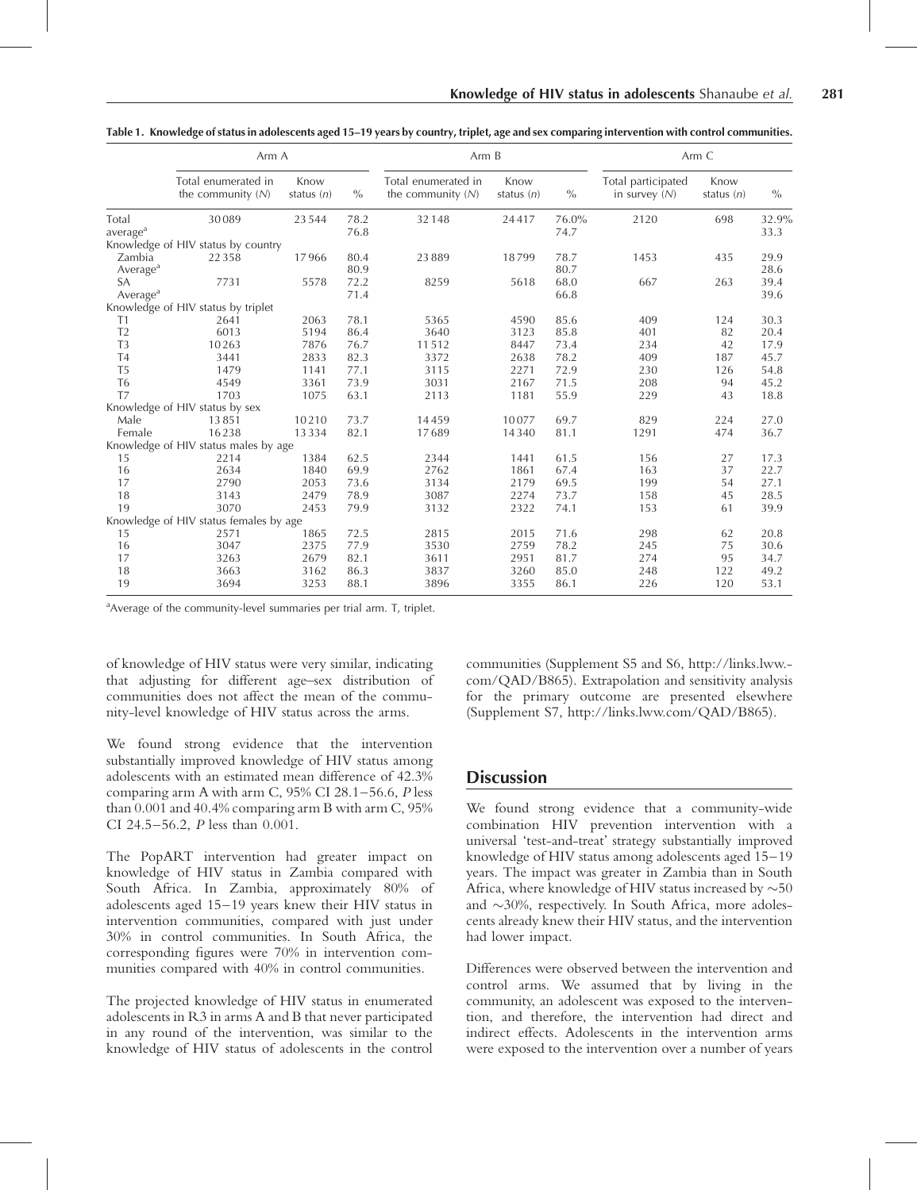**Table 1. Knowledge of status in adolescents aged 15–19 years by country, triplet, age and sex comparing intervention with control communities.**

| | Arm A | | | Arm B | | | Arm C | | |
|---|---|---|---|---|---|---|---|---|---|
| | Total enumerated in the community (N) | Know status (n) | % | Total enumerated in the community (N) | Know status (n) | % | Total participated in survey (N) | Know status (n) | % |
| Total | 30089 | 23544 | 78.2 | 32148 | 24417 | 76.0% | 2120 | 698 | 32.9% |
| average[a] | | | 76.8 | | | 74.7 | | | 33.3 |
| Knowledge of HIV status by country | | | | | | | | | |
| Zambia | 22358 | 17966 | 80.4 | 23889 | 18799 | 78.7 | 1453 | 435 | 29.9 |
| Average[a] | | | 80.9 | | | 80.7 | | | 28.6 |
| SA | 7731 | 5578 | 72.2 | 8259 | 5618 | 68.0 | 667 | 263 | 39.4 |
| Average[a] | | | 71.4 | | | 66.8 | | | 39.6 |
| Knowledge of HIV status by triplet | | | | | | | | | |
| T1 | 2641 | 2063 | 78.1 | 5365 | 4590 | 85.6 | 409 | 124 | 30.3 |
| T2 | 6013 | 5194 | 86.4 | 3640 | 3123 | 85.8 | 401 | 82 | 20.4 |
| T3 | 10263 | 7876 | 76.7 | 11512 | 8447 | 73.4 | 234 | 42 | 17.9 |
| T4 | 3441 | 2833 | 82.3 | 3372 | 2638 | 78.2 | 409 | 187 | 45.7 |
| T5 | 1479 | 1141 | 77.1 | 3115 | 2271 | 72.9 | 230 | 126 | 54.8 |
| T6 | 4549 | 3361 | 73.9 | 3031 | 2167 | 71.5 | 208 | 94 | 45.2 |
| T7 | 1703 | 1075 | 63.1 | 2113 | 1181 | 55.9 | 229 | 43 | 18.8 |
| Knowledge of HIV status by sex | | | | | | | | | |
| Male | 13851 | 10210 | 73.7 | 14459 | 10077 | 69.7 | 829 | 224 | 27.0 |
| Female | 16238 | 13334 | 82.1 | 17689 | 14340 | 81.1 | 1291 | 474 | 36.7 |
| Knowledge of HIV status males by age | | | | | | | | | |
| 15 | 2214 | 1384 | 62.5 | 2344 | 1441 | 61.5 | 156 | 27 | 17.3 |
| 16 | 2634 | 1840 | 69.9 | 2762 | 1861 | 67.4 | 163 | 37 | 22.7 |
| 17 | 2790 | 2053 | 73.6 | 3134 | 2179 | 69.5 | 199 | 54 | 27.1 |
| 18 | 3143 | 2479 | 78.9 | 3087 | 2274 | 73.7 | 158 | 45 | 28.5 |
| 19 | 3070 | 2453 | 79.9 | 3132 | 2322 | 74.1 | 153 | 61 | 39.9 |
| Knowledge of HIV status females by age | | | | | | | | | |
| 15 | 2571 | 1865 | 72.5 | 2815 | 2015 | 71.6 | 298 | 62 | 20.8 |
| 16 | 3047 | 2375 | 77.9 | 3530 | 2759 | 78.2 | 245 | 75 | 30.6 |
| 17 | 3263 | 2679 | 82.1 | 3611 | 2951 | 81.7 | 274 | 95 | 34.7 |
| 18 | 3663 | 3162 | 86.3 | 3837 | 3260 | 85.0 | 248 | 122 | 49.2 |
| 19 | 3694 | 3253 | 88.1 | 3896 | 3355 | 86.1 | 226 | 120 | 53.1 |

[a]Average of the community-level summaries per trial arm. T, triplet.

of knowledge of HIV status were very similar, indicating that adjusting for different age–sex distribution of communities does not affect the mean of the community-level knowledge of HIV status across the arms.

We found strong evidence that the intervention substantially improved knowledge of HIV status among adolescents with an estimated mean difference of 42.3% comparing arm A with arm C, 95% CI 28.1–56.6, $P$ less than 0.001 and 40.4% comparing arm B with arm C, 95% CI 24.5–56.2, $P$ less than 0.001.

The PopART intervention had greater impact on knowledge of HIV status in Zambia compared with South Africa. In Zambia, approximately 80% of adolescents aged 15–19 years knew their HIV status in intervention communities, compared with just under 30% in control communities. In South Africa, the corresponding figures were 70% in intervention communities compared with 40% in control communities.

The projected knowledge of HIV status in enumerated adolescents in R3 in arms A and B that never participated in any round of the intervention, was similar to the knowledge of HIV status of adolescents in the control communities (Supplement S5 and S6, http://links.lww.com/QAD/B865). Extrapolation and sensitivity analysis for the primary outcome are presented elsewhere (Supplement S7, http://links.lww.com/QAD/B865).

## Discussion

We found strong evidence that a community-wide combination HIV prevention intervention with a universal 'test-and-treat' strategy substantially improved knowledge of HIV status among adolescents aged 15–19 years. The impact was greater in Zambia than in South Africa, where knowledge of HIV status increased by ~50 and ~30%, respectively. In South Africa, more adolescents already knew their HIV status, and the intervention had lower impact.

Differences were observed between the intervention and control arms. We assumed that by living in the community, an adolescent was exposed to the intervention, and therefore, the intervention had direct and indirect effects. Adolescents in the intervention arms were exposed to the intervention over a number of years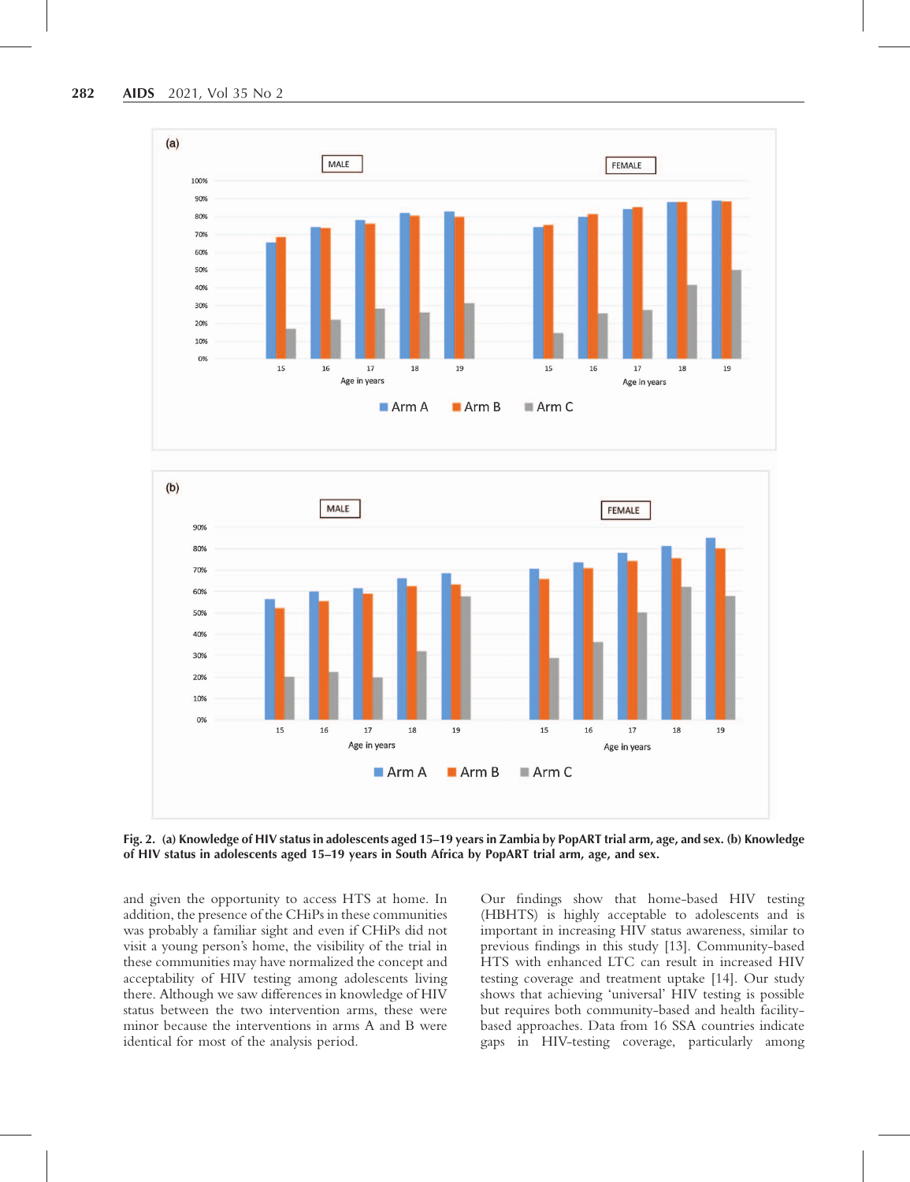Fig. 2. (a) Knowledge of HIV status in adolescents aged 15–19 years in Zambia by PopART trial arm, age, and sex. (b) Knowledge of HIV status in adolescents aged 15–19 years in South Africa by PopART trial arm, age, and sex.

and given the opportunity to access HTS at home. In addition, the presence of the CHiPs in these communities was probably a familiar sight and even if CHiPs did not visit a young person's home, the visibility of the trial in these communities may have normalized the concept and acceptability of HIV testing among adolescents living there. Although we saw differences in knowledge of HIV status between the two intervention arms, these were minor because the interventions in arms A and B were identical for most of the analysis period.

Our findings show that home-based HIV testing (HBHTS) is highly acceptable to adolescents and is important in increasing HIV status awareness, similar to previous findings in this study [13]. Community-based HTS with enhanced LTC can result in increased HIV testing coverage and treatment uptake [14]. Our study shows that achieving 'universal' HIV testing is possible but requires both community-based and health facility-based approaches. Data from 16 SSA countries indicate gaps in HIV-testing coverage, particularly among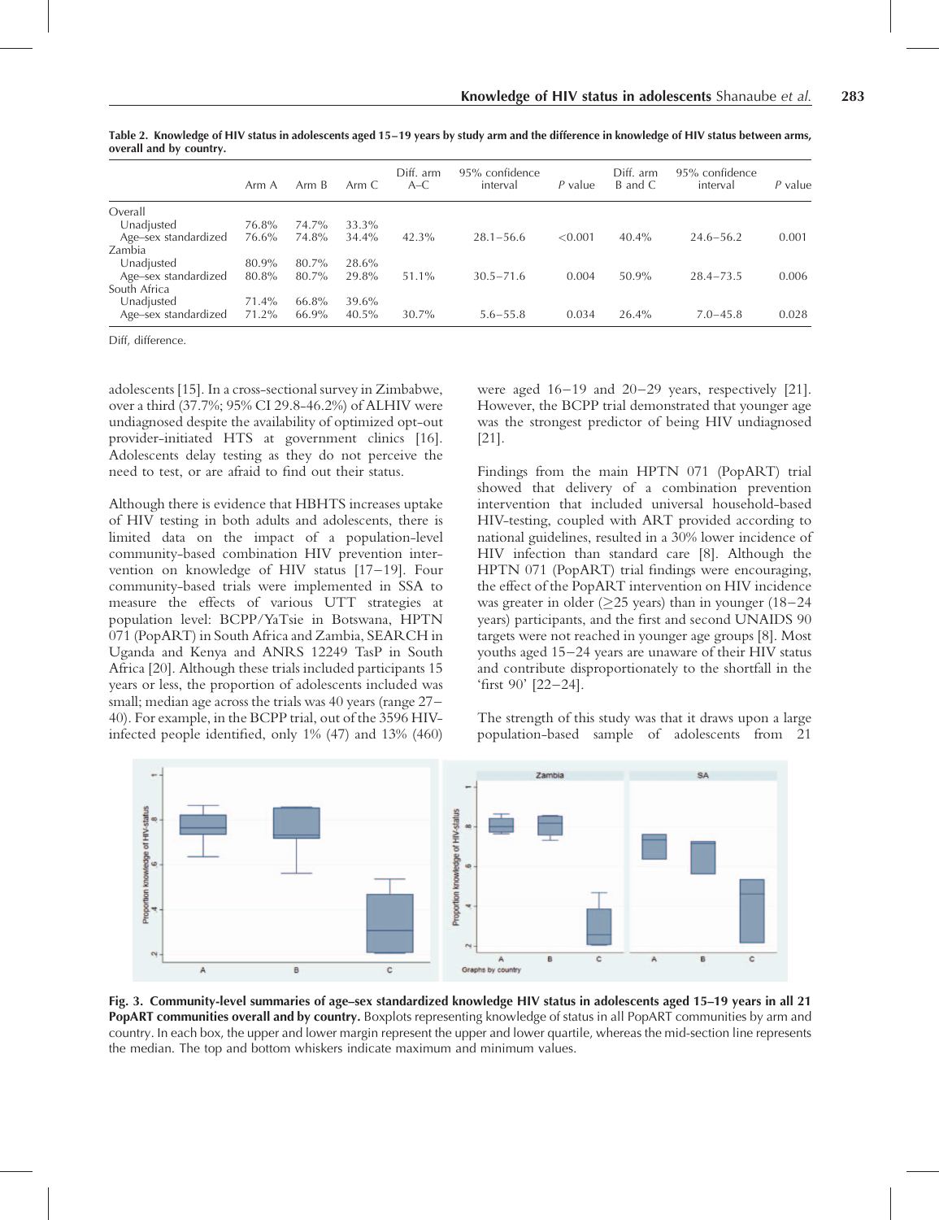**Table 2. Knowledge of HIV status in adolescents aged 15–19 years by study arm and the difference in knowledge of HIV status between arms, overall and by country.**

| | Arm A | Arm B | Arm C | Diff. arm A–C | 95% confidence interval | P value | Diff. arm B and C | 95% confidence interval | P value |
|---|---|---|---|---|---|---|---|---|---|
| Overall | | | | | | | | | |
| Unadjusted | 76.8% | 74.7% | 33.3% | | | | | | |
| Age–sex standardized | 76.6% | 74.8% | 34.4% | 42.3% | 28.1–56.6 | <0.001 | 40.4% | 24.6–56.2 | 0.001 |
| Zambia | | | | | | | | | |
| Unadjusted | 80.9% | 80.7% | 28.6% | | | | | | |
| Age–sex standardized | 80.8% | 80.7% | 29.8% | 51.1% | 30.5–71.6 | 0.004 | 50.9% | 28.4–73.5 | 0.006 |
| South Africa | | | | | | | | | |
| Unadjusted | 71.4% | 66.8% | 39.6% | | | | | | |
| Age–sex standardized | 71.2% | 66.9% | 40.5% | 30.7% | 5.6–55.8 | 0.034 | 26.4% | 7.0–45.8 | 0.028 |

Diff, difference.

adolescents [15]. In a cross-sectional survey in Zimbabwe, over a third (37.7%; 95% CI 29.8–46.2%) of ALHIV were undiagnosed despite the availability of optimized opt-out provider-initiated HTS at government clinics [16]. Adolescents delay testing as they do not perceive the need to test, or are afraid to find out their status.

Although there is evidence that HBHTS increases uptake of HIV testing in both adults and adolescents, there is limited data on the impact of a population-level community-based combination HIV prevention intervention on knowledge of HIV status [17–19]. Four community-based trials were implemented in SSA to measure the effects of various UTT strategies at population level: BCPP/YaTsie in Botswana, HPTN 071 (PopART) in South Africa and Zambia, SEARCH in Uganda and Kenya and ANRS 12249 TasP in South Africa [20]. Although these trials included participants 15 years or less, the proportion of adolescents included was small; median age across the trials was 40 years (range 27–40). For example, in the BCPP trial, out of the 3596 HIV-infected people identified, only 1% (47) and 13% (460) were aged 16–19 and 20–29 years, respectively [21]. However, the BCPP trial demonstrated that younger age was the strongest predictor of being HIV undiagnosed [21].

Findings from the main HPTN 071 (PopART) trial showed that delivery of a combination prevention intervention that included universal household-based HIV-testing, coupled with ART provided according to national guidelines, resulted in a 30% lower incidence of HIV infection than standard care [8]. Although the HPTN 071 (PopART) trial findings were encouraging, the effect of the PopART intervention on HIV incidence was greater in older (≥25 years) than in younger (18–24 years) participants, and the first and second UNAIDS 90 targets were not reached in younger age groups [8]. Most youths aged 15–24 years are unaware of their HIV status and contribute disproportionately to the shortfall in the 'first 90' [22–24].

The strength of this study was that it draws upon a large population-based sample of adolescents from 21

**Fig. 3. Community-level summaries of age–sex standardized knowledge HIV status in adolescents aged 15–19 years in all 21 PopART communities overall and by country.** Boxplots representing knowledge of status in all PopART communities by arm and country. In each box, the upper and lower margin represent the upper and lower quartile, whereas the mid-section line represents the median. The top and bottom whiskers indicate maximum and minimum values.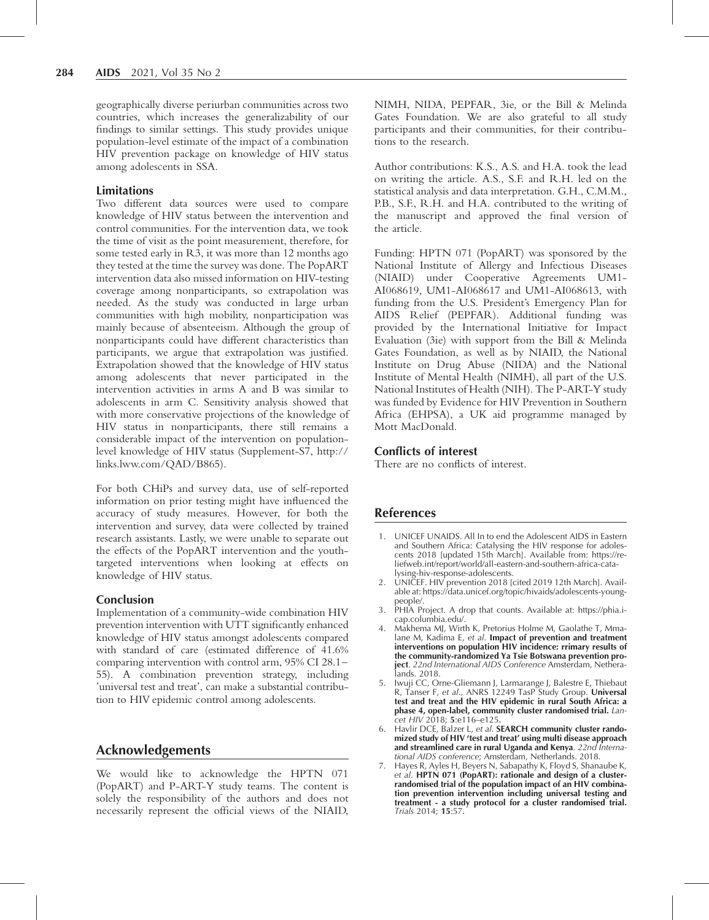geographically diverse periurban communities across two countries, which increases the generalizability of our findings to similar settings. This study provides unique population-level estimate of the impact of a combination HIV prevention package on knowledge of HIV status among adolescents in SSA.

### Limitations

Two different data sources were used to compare knowledge of HIV status between the intervention and control communities. For the intervention data, we took the time of visit as the point measurement, therefore, for some tested early in R3, it was more than 12 months ago they tested at the time the survey was done. The PopART intervention data also missed information on HIV-testing coverage among nonparticipants, so extrapolation was needed. As the study was conducted in large urban communities with high mobility, nonparticipation was mainly because of absenteeism. Although the group of nonparticipants could have different characteristics than participants, we argue that extrapolation was justified. Extrapolation showed that the knowledge of HIV status among adolescents that never participated in the intervention activities in arms A and B was similar to adolescents in arm C. Sensitivity analysis showed that with more conservative projections of the knowledge of HIV status in nonparticipants, there still remains a considerable impact of the intervention on population-level knowledge of HIV status (Supplement-S7, http://links.lww.com/QAD/B865).

For both CHiPs and survey data, use of self-reported information on prior testing might have influenced the accuracy of study measures. However, for both the intervention and survey, data were collected by trained research assistants. Lastly, we were unable to separate out the effects of the PopART intervention and the youth-targeted interventions when looking at effects on knowledge of HIV status.

### Conclusion

Implementation of a community-wide combination HIV prevention intervention with UTT significantly enhanced knowledge of HIV status amongst adolescents compared with standard of care (estimated difference of 41.6% comparing intervention with control arm, 95% CI 28.1–55). A combination prevention strategy, including 'universal test and treat', can make a substantial contribution to HIV epidemic control among adolescents.

## Acknowledgements

We would like to acknowledge the HPTN 071 (PopART) and P-ART-Y study teams. The content is solely the responsibility of the authors and does not necessarily represent the official views of the NIAID, NIMH, NIDA, PEPFAR, 3ie, or the Bill & Melinda Gates Foundation. We are also grateful to all study participants and their communities, for their contributions to the research.

Author contributions: K.S., A.S. and H.A. took the lead on writing the article. A.S., S.F. and R.H. led on the statistical analysis and data interpretation. G.H., C.M.M., P.B., S.F., R.H. and H.A. contributed to the writing of the manuscript and approved the final version of the article.

Funding: HPTN 071 (PopART) was sponsored by the National Institute of Allergy and Infectious Diseases (NIAID) under Cooperative Agreements UM1-AI068619, UM1-AI068617 and UM1-AI068613, with funding from the U.S. President's Emergency Plan for AIDS Relief (PEPFAR). Additional funding was provided by the International Initiative for Impact Evaluation (3ie) with support from the Bill & Melinda Gates Foundation, as well as by NIAID, the National Institute on Drug Abuse (NIDA) and the National Institute of Mental Health (NIMH), all part of the U.S. National Institutes of Health (NIH). The P-ART-Y study was funded by Evidence for HIV Prevention in Southern Africa (EHPSA), a UK aid programme managed by Mott MacDonald.

### Conflicts of interest

There are no conflicts of interest.

## References

1. UNICEF UNAIDS. All In to end the Adolescent AIDS in Eastern and Southern Africa: Catalysing the HIV response for adolescents 2018 [updated 15th March]. Available from: https://reliefweb.int/report/world/all-eastern-and-southern-africa-catalysing-hiv-response-adolescents.
2. UNICEF. HIV prevention 2018 [cited 2019 12th March]. Available at: https://data.unicef.org/topic/hivaids/adolescents-young-people/.
3. PHIA Project. A drop that counts. Available at: https://phia.icap.columbia.edu/.
4. Makhema MJ, Wirth K, Pretorius Holme M, Gaolathe T, Mmalane M, Kadima E, *et al*. **Impact of prevention and treatment interventions on population HIV incidence: rrimary results of the community-randomized Ya Tsie Botswana prevention project**. *22nd International AIDS Conference* Amsterdam, Netheralands. 2018.
5. Iwuji CC, Orne-Gliemann J, Larmarange J, Balestre E, Thiebaut R, Tanser F, *et al*., ANRS 12249 TasP Study Group. **Universal test and treat and the HIV epidemic in rural South Africa: a phase 4, open-label, community cluster randomised trial.** *Lancet HIV* 2018; **5**:e116–e125.
6. Havlir DCE, Balzer L, *et al.* **SEARCH community cluster randomized study of HIV 'test and treat' using multi disease approach and streamlined care in rural Uganda and Kenya**. *22nd International AIDS conference*; Amsterdam, Netherlands. 2018.
7. Hayes R, Ayles H, Beyers N, Sabapathy K, Floyd S, Shanaube K, *et al*. **HPTN 071 (PopART): rationale and design of a cluster-randomised trial of the population impact of an HIV combination prevention intervention including universal testing and treatment - a study protocol for a cluster randomised trial.** *Trials* 2014; **15**:57.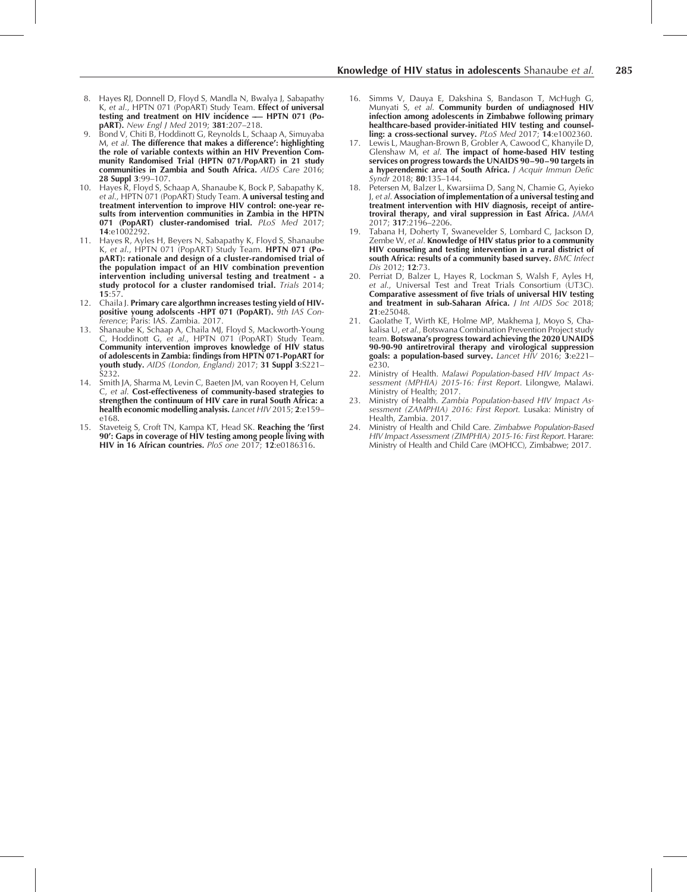8. Hayes RJ, Donnell D, Floyd S, Mandla N, Bwalya J, Sabapathy K, *et al.*, HPTN 071 (PopART) Study Team. **Effect of universal testing and treatment on HIV incidence — HPTN 071 (PopART).** *New Engl J Med* 2019; **381**:207–218.
9. Bond V, Chiti B, Hoddinott G, Reynolds L, Schaap A, Simuyaba M, *et al.* **The difference that makes a difference': highlighting the role of variable contexts within an HIV Prevention Community Randomised Trial (HPTN 071/PopART) in 21 study communities in Zambia and South Africa.** *AIDS Care* 2016; **28 Suppl 3**:99–107.
10. Hayes R, Floyd S, Schaap A, Shanaube K, Bock P, Sabapathy K, *et al.*, HPTN 071 (PopART) Study Team. **A universal testing and treatment intervention to improve HIV control: one-year results from intervention communities in Zambia in the HPTN 071 (PopART) cluster-randomised trial.** *PLoS Med* 2017; **14**:e1002292.
11. Hayes R, Ayles H, Beyers N, Sabapathy K, Floyd S, Shanaube K, *et al.*, HPTN 071 (PopART) Study Team. **HPTN 071 (PopART): rationale and design of a cluster-randomised trial of the population impact of an HIV combination prevention intervention including universal testing and treatment - a study protocol for a cluster randomised trial.** *Trials* 2014; **15**:57.
12. Chaila J. **Primary care algorthmn increases testing yield of HIV-positive young adolscents -HPT 071 (PopART).** *9th IAS Conference*; Paris: IAS. Zambia. 2017.
13. Shanaube K, Schaap A, Chaila MJ, Floyd S, Mackworth-Young C, Hoddinott G, *et al.*, HPTN 071 (PopART) Study Team. **Community intervention improves knowledge of HIV status of adolescents in Zambia: findings from HPTN 071-PopART for youth study.** *AIDS (London, England)* 2017; **31 Suppl 3**:S221–S232.
14. Smith JA, Sharma M, Levin C, Baeten JM, van Rooyen H, Celum C, *et al.* **Cost-effectiveness of community-based strategies to strengthen the continuum of HIV care in rural South Africa: a health economic modelling analysis.** *Lancet HIV* 2015; **2**:e159–e168.
15. Staveteig S, Croft TN, Kampa KT, Head SK. **Reaching the 'first 90': Gaps in coverage of HIV testing among people living with HIV in 16 African countries.** *PloS one* 2017; **12**:e0186316.
16. Simms V, Dauya E, Dakshina S, Bandason T, McHugh G, Munyati S, *et al.* **Community burden of undiagnosed HIV infection among adolescents in Zimbabwe following primary healthcare-based provider-initiated HIV testing and counselling: a cross-sectional survey.** *PLoS Med* 2017; **14**:e1002360.
17. Lewis L, Maughan-Brown B, Grobler A, Cawood C, Khanyile D, Glenshaw M, *et al.* **The impact of home-based HIV testing services on progress towards the UNAIDS 90–90–90 targets in a hyperendemic area of South Africa.** *J Acquir Immun Defic Syndr* 2018; **80**:135–144.
18. Petersen M, Balzer L, Kwarsiima D, Sang N, Chamie G, Ayieko J, *et al.* **Association of implementation of a universal testing and treatment intervention with HIV diagnosis, receipt of antiretroviral therapy, and viral suppression in East Africa.** *JAMA* 2017; **317**:2196–2206.
19. Tabana H, Doherty T, Swanevelder S, Lombard C, Jackson D, Zembe W, *et al.* **Knowledge of HIV status prior to a community HIV counseling and testing intervention in a rural district of south Africa: results of a community based survey.** *BMC Infect Dis* 2012; **12**:73.
20. Perriat D, Balzer L, Hayes R, Lockman S, Walsh F, Ayles H, *et al.*, Universal Test and Treat Trials Consortium (UT3C). **Comparative assessment of five trials of universal HIV testing and treatment in sub-Saharan Africa.** *J Int AIDS Soc* 2018; **21**:e25048.
21. Gaolathe T, Wirth KE, Holme MP, Makhema J, Moyo S, Chakalisa U, *et al.*, Botswana Combination Prevention Project study team. **Botswana's progress toward achieving the 2020 UNAIDS 90-90-90 antiretroviral therapy and virological suppression goals: a population-based survey.** *Lancet HIV* 2016; **3**:e221–e230.
22. Ministry of Health. *Malawi Population-based HIV Impact Assessment (MPHIA) 2015-16: First Report*. Lilongwe, Malawi. Ministry of Health; 2017.
23. Ministry of Health. *Zambia Population-based HIV Impact Assessment (ZAMPHIA) 2016: First Report.* Lusaka: Ministry of Health, Zambia. 2017.
24. Ministry of Health and Child Care. *Zimbabwe Population-Based HIV Impact Assessment (ZIMPHIA) 2015-16: First Report*. Harare: Ministry of Health and Child Care (MOHCC), Zimbabwe; 2017.